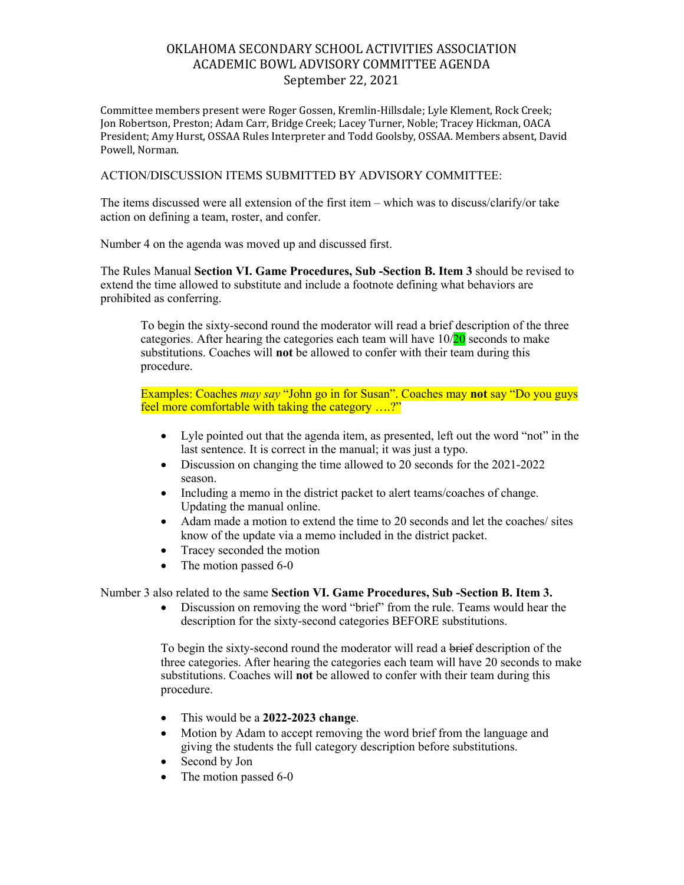# OKLAHOMA SECONDARY SCHOOL ACTIVITIES ASSOCIATION
## ACADEMIC BOWL ADVISORY COMMITTEE AGENDA
### September 22, 2021

Committee members present were Roger Gossen, Kremlin-Hillsdale; Lyle Klement, Rock Creek; Jon Robertson, Preston; Adam Carr, Bridge Creek; Lacey Turner, Noble; Tracey Hickman, OACA President; Amy Hurst, OSSAA Rules Interpreter and Todd Goolsby, OSSAA. Members absent, David Powell, Norman.

ACTION/DISCUSSION ITEMS SUBMITTED BY ADVISORY COMMITTEE:

The items discussed were all extension of the first item – which was to discuss/clarify/or take action on defining a team, roster, and confer.

Number 4 on the agenda was moved up and discussed first.

The Rules Manual **Section VI. Game Procedures, Sub -Section B. Item 3** should be revised to extend the time allowed to substitute and include a footnote defining what behaviors are prohibited as conferring.

> To begin the sixty-second round the moderator will read a brief description of the three categories. After hearing the categories each team will have 10/20 seconds to make substitutions. Coaches will **not** be allowed to confer with their team during this procedure.
>
> Examples: Coaches *may say* "John go in for Susan". Coaches may **not** say "Do you guys feel more comfortable with taking the category ….?"

- Lyle pointed out that the agenda item, as presented, left out the word "not" in the last sentence. It is correct in the manual; it was just a typo.
- Discussion on changing the time allowed to 20 seconds for the 2021-2022 season.
- Including a memo in the district packet to alert teams/coaches of change. Updating the manual online.
- Adam made a motion to extend the time to 20 seconds and let the coaches/ sites know of the update via a memo included in the district packet.
- Tracey seconded the motion
- The motion passed 6-0

Number 3 also related to the same **Section VI. Game Procedures, Sub -Section B. Item 3.**

- Discussion on removing the word "brief" from the rule. Teams would hear the description for the sixty-second categories BEFORE substitutions.

> To begin the sixty-second round the moderator will read a ~~brief~~ description of the three categories. After hearing the categories each team will have 20 seconds to make substitutions. Coaches will **not** be allowed to confer with their team during this procedure.

- This would be a **2022-2023 change**.
- Motion by Adam to accept removing the word brief from the language and giving the students the full category description before substitutions.
- Second by Jon
- The motion passed 6-0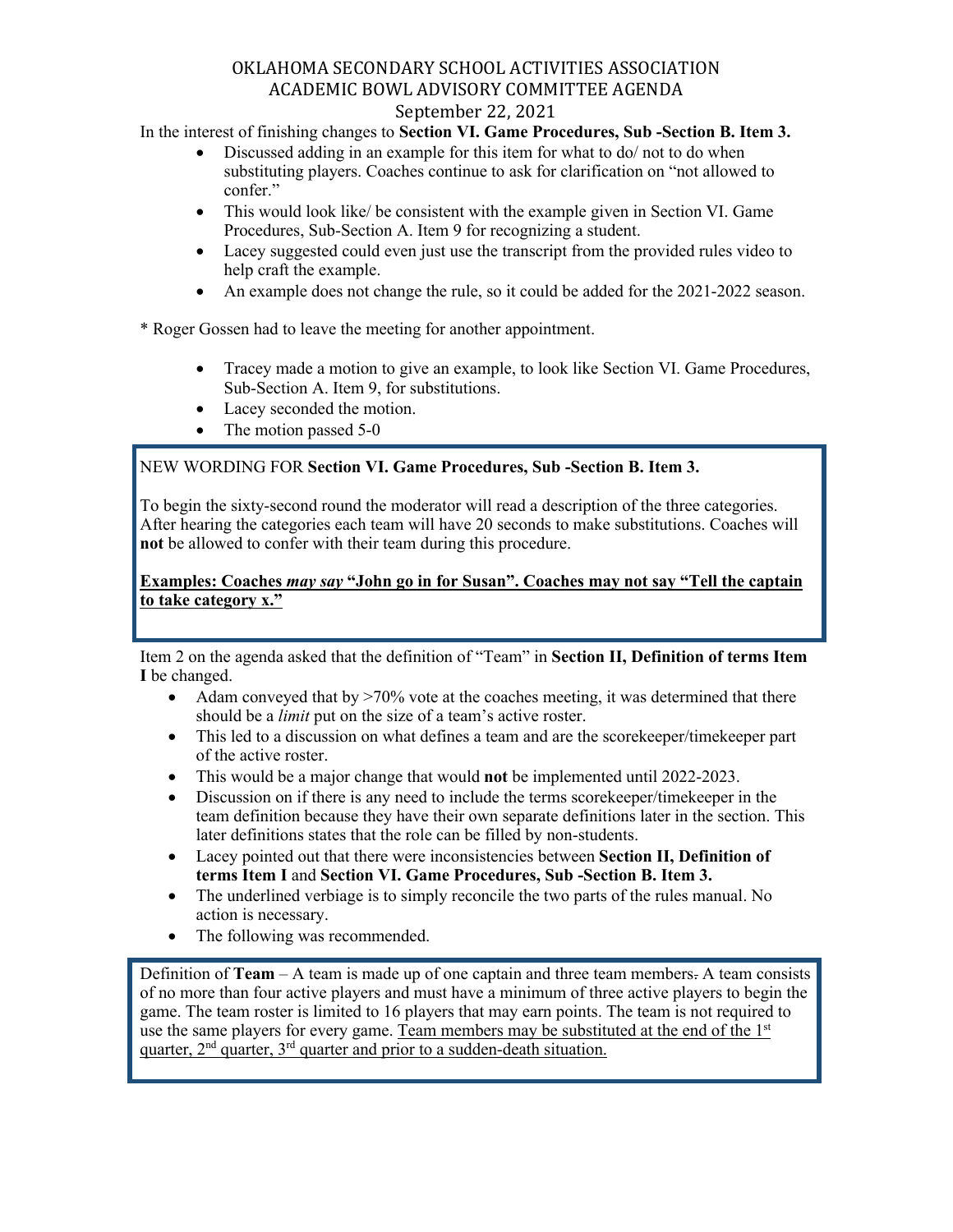# OKLAHOMA SECONDARY SCHOOL ACTIVITIES ASSOCIATION
## ACADEMIC BOWL ADVISORY COMMITTEE AGENDA
### September 22, 2021

In the interest of finishing changes to **Section VI. Game Procedures, Sub -Section B. Item 3.**

- Discussed adding in an example for this item for what to do/ not to do when substituting players. Coaches continue to ask for clarification on "not allowed to confer."
- This would look like/ be consistent with the example given in Section VI. Game Procedures, Sub-Section A. Item 9 for recognizing a student.
- Lacey suggested could even just use the transcript from the provided rules video to help craft the example.
- An example does not change the rule, so it could be added for the 2021-2022 season.

* Roger Gossen had to leave the meeting for another appointment.

- Tracey made a motion to give an example, to look like Section VI. Game Procedures, Sub-Section A. Item 9, for substitutions.
- Lacey seconded the motion.
- The motion passed 5-0

> NEW WORDING FOR **Section VI. Game Procedures, Sub -Section B. Item 3.**
>
> To begin the sixty-second round the moderator will read a description of the three categories. After hearing the categories each team will have 20 seconds to make substitutions. Coaches will **not** be allowed to confer with their team during this procedure.
>
> <u>**Examples: Coaches *may say* "John go in for Susan". Coaches may not say "Tell the captain to take category x."**</u>

Item 2 on the agenda asked that the definition of "Team" in **Section II, Definition of terms Item I** be changed.

- Adam conveyed that by >70% vote at the coaches meeting, it was determined that there should be a *limit* put on the size of a team's active roster.
- This led to a discussion on what defines a team and are the scorekeeper/timekeeper part of the active roster.
- This would be a major change that would **not** be implemented until 2022-2023.
- Discussion on if there is any need to include the terms scorekeeper/timekeeper in the team definition because they have their own separate definitions later in the section. This later definitions states that the role can be filled by non-students.
- Lacey pointed out that there were inconsistencies between **Section II, Definition of terms Item I** and **Section VI. Game Procedures, Sub -Section B. Item 3.**
- The underlined verbiage is to simply reconcile the two parts of the rules manual. No action is necessary.
- The following was recommended.

> Definition of **Team** – A team is made up of one captain and three team members~~.~~ A team consists of no more than four active players and must have a minimum of three active players to begin the game. The team roster is limited to 16 players that may earn points. The team is not required to use the same players for every game. <u>Team members may be substituted at the end of the 1st quarter, 2nd quarter, 3rd quarter and prior to a sudden-death situation.</u>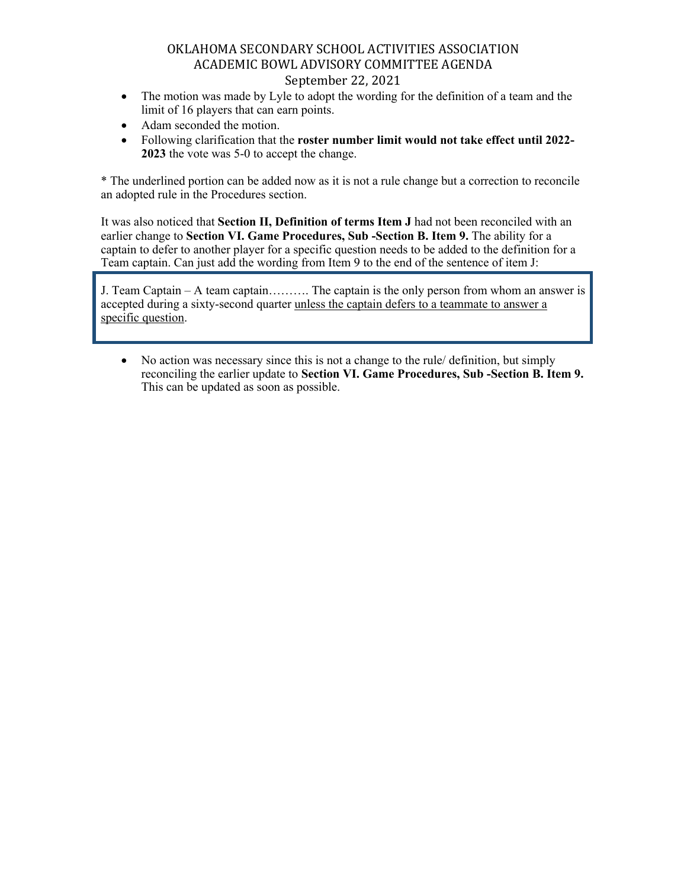- The motion was made by Lyle to adopt the wording for the definition of a team and the limit of 16 players that can earn points.
- Adam seconded the motion.
- Following clarification that the **roster number limit would not take effect until 2022-2023** the vote was 5-0 to accept the change.

* The underlined portion can be added now as it is not a rule change but a correction to reconcile an adopted rule in the Procedures section.

It was also noticed that **Section II, Definition of terms Item J** had not been reconciled with an earlier change to **Section VI. Game Procedures, Sub -Section B. Item 9.** The ability for a captain to defer to another player for a specific question needs to be added to the definition for a Team captain. Can just add the wording from Item 9 to the end of the sentence of item J:

> J. Team Captain – A team captain………. The captain is the only person from whom an answer is accepted during a sixty-second quarter <u>unless the captain defers to a teammate to answer a specific question</u>.

- No action was necessary since this is not a change to the rule/ definition, but simply reconciling the earlier update to **Section VI. Game Procedures, Sub -Section B. Item 9.** This can be updated as soon as possible.